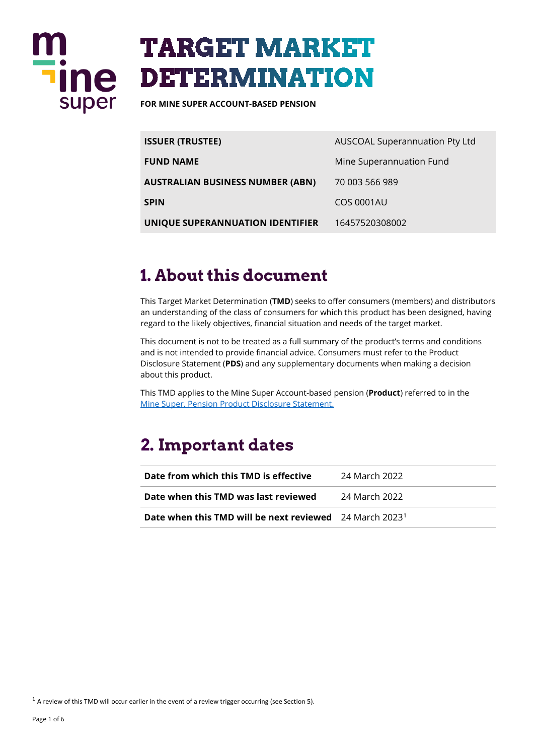# TARGET MARKET DETERMINATION

**FOR MINE SUPER ACCOUNT-BASED PENSION**

| | |
|---|---|
| **ISSUER (TRUSTEE)** | AUSCOAL Superannuation Pty Ltd |
| **FUND NAME** | Mine Superannuation Fund |
| **AUSTRALIAN BUSINESS NUMBER (ABN)** | 70 003 566 989 |
| **SPIN** | COS 0001AU |
| **UNIQUE SUPERANNUATION IDENTIFIER** | 16457520308002 |

## 1. About this document

This Target Market Determination (**TMD**) seeks to offer consumers (members) and distributors an understanding of the class of consumers for which this product has been designed, having regard to the likely objectives, financial situation and needs of the target market.

This document is not to be treated as a full summary of the product's terms and conditions and is not intended to provide financial advice. Consumers must refer to the Product Disclosure Statement (**PDS**) and any supplementary documents when making a decision about this product.

This TMD applies to the Mine Super Account-based pension (**Product**) referred to in the Mine Super, Pension Product Disclosure Statement.

## 2. Important dates

| | |
|---|---|
| **Date from which this TMD is effective** | 24 March 2022 |
| **Date when this TMD was last reviewed** | 24 March 2022 |
| **Date when this TMD will be next reviewed** | 24 March 2023[1] |

[1] A review of this TMD will occur earlier in the event of a review trigger occurring (see Section 5).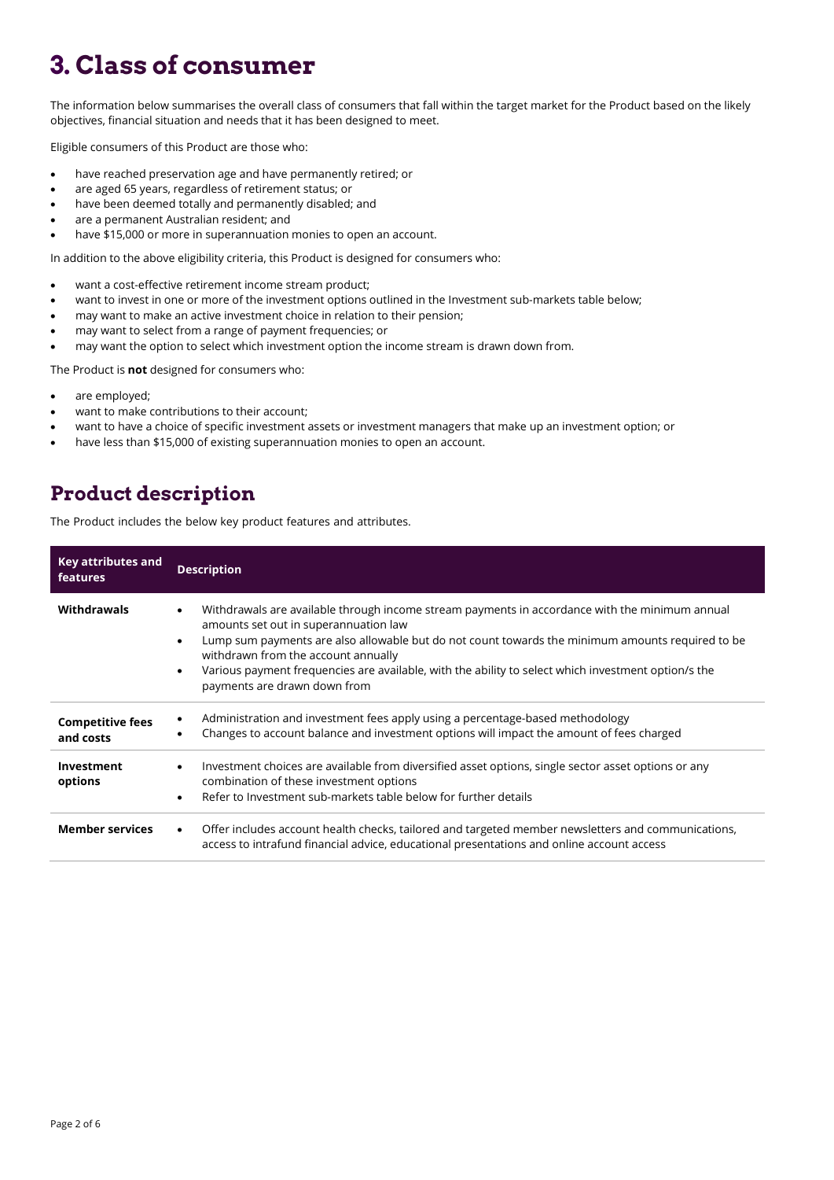# 3. Class of consumer

The information below summarises the overall class of consumers that fall within the target market for the Product based on the likely objectives, financial situation and needs that it has been designed to meet.

Eligible consumers of this Product are those who:

- have reached preservation age and have permanently retired; or
- are aged 65 years, regardless of retirement status; or
- have been deemed totally and permanently disabled; and
- are a permanent Australian resident; and
- have $15,000 or more in superannuation monies to open an account.

In addition to the above eligibility criteria, this Product is designed for consumers who:

- want a cost-effective retirement income stream product;
- want to invest in one or more of the investment options outlined in the Investment sub-markets table below;
- may want to make an active investment choice in relation to their pension;
- may want to select from a range of payment frequencies; or
- may want the option to select which investment option the income stream is drawn down from.

The Product is **not** designed for consumers who:

- are employed;
- want to make contributions to their account;
- want to have a choice of specific investment assets or investment managers that make up an investment option; or
- have less than $15,000 of existing superannuation monies to open an account.

## Product description

The Product includes the below key product features and attributes.

| Key attributes and features | Description |
|---|---|
| **Withdrawals** | • Withdrawals are available through income stream payments in accordance with the minimum annual amounts set out in superannuation law<br>• Lump sum payments are also allowable but do not count towards the minimum amounts required to be withdrawn from the account annually<br>• Various payment frequencies are available, with the ability to select which investment option/s the payments are drawn down from |
| **Competitive fees and costs** | • Administration and investment fees apply using a percentage-based methodology<br>• Changes to account balance and investment options will impact the amount of fees charged |
| **Investment options** | • Investment choices are available from diversified asset options, single sector asset options or any combination of these investment options<br>• Refer to Investment sub-markets table below for further details |
| **Member services** | • Offer includes account health checks, tailored and targeted member newsletters and communications, access to intrafund financial advice, educational presentations and online account access |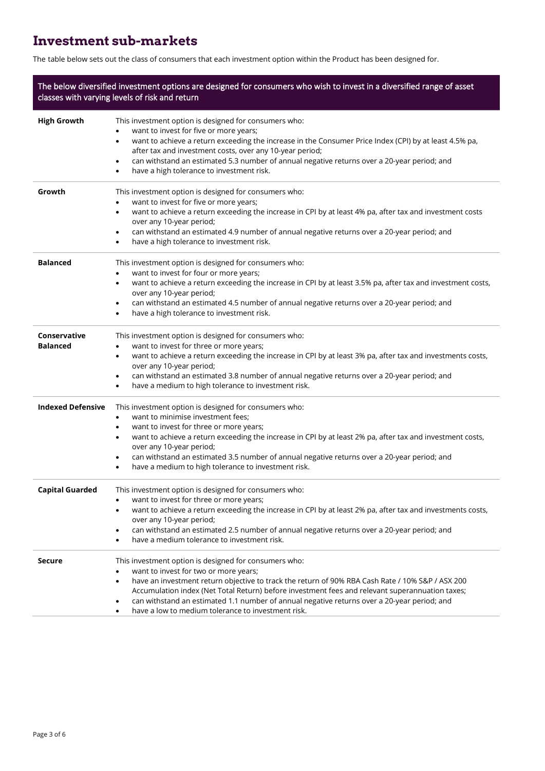# Investment sub-markets

The table below sets out the class of consumers that each investment option within the Product has been designed for.

| The below diversified investment options are designed for consumers who wish to invest in a diversified range of asset classes with varying levels of risk and return | |
|---|---|
| **High Growth** | This investment option is designed for consumers who:<br>• want to invest for five or more years;<br>• want to achieve a return exceeding the increase in the Consumer Price Index (CPI) by at least 4.5% pa, after tax and investment costs, over any 10-year period;<br>• can withstand an estimated 5.3 number of annual negative returns over a 20-year period; and<br>• have a high tolerance to investment risk. |
| **Growth** | This investment option is designed for consumers who:<br>• want to invest for five or more years;<br>• want to achieve a return exceeding the increase in CPI by at least 4% pa, after tax and investment costs over any 10-year period;<br>• can withstand an estimated 4.9 number of annual negative returns over a 20-year period; and<br>• have a high tolerance to investment risk. |
| **Balanced** | This investment option is designed for consumers who:<br>• want to invest for four or more years;<br>• want to achieve a return exceeding the increase in CPI by at least 3.5% pa, after tax and investment costs, over any 10-year period;<br>• can withstand an estimated 4.5 number of annual negative returns over a 20-year period; and<br>• have a high tolerance to investment risk. |
| **Conservative Balanced** | This investment option is designed for consumers who:<br>• want to invest for three or more years;<br>• want to achieve a return exceeding the increase in CPI by at least 3% pa, after tax and investments costs, over any 10-year period;<br>• can withstand an estimated 3.8 number of annual negative returns over a 20-year period; and<br>• have a medium to high tolerance to investment risk. |
| **Indexed Defensive** | This investment option is designed for consumers who:<br>• want to minimise investment fees;<br>• want to invest for three or more years;<br>• want to achieve a return exceeding the increase in CPI by at least 2% pa, after tax and investment costs, over any 10-year period;<br>• can withstand an estimated 3.5 number of annual negative returns over a 20-year period; and<br>• have a medium to high tolerance to investment risk. |
| **Capital Guarded** | This investment option is designed for consumers who:<br>• want to invest for three or more years;<br>• want to achieve a return exceeding the increase in CPI by at least 2% pa, after tax and investments costs, over any 10-year period;<br>• can withstand an estimated 2.5 number of annual negative returns over a 20-year period; and<br>• have a medium tolerance to investment risk. |
| **Secure** | This investment option is designed for consumers who:<br>• want to invest for two or more years;<br>• have an investment return objective to track the return of 90% RBA Cash Rate / 10% S&P / ASX 200 Accumulation index (Net Total Return) before investment fees and relevant superannuation taxes;<br>• can withstand an estimated 1.1 number of annual negative returns over a 20-year period; and<br>• have a low to medium tolerance to investment risk. |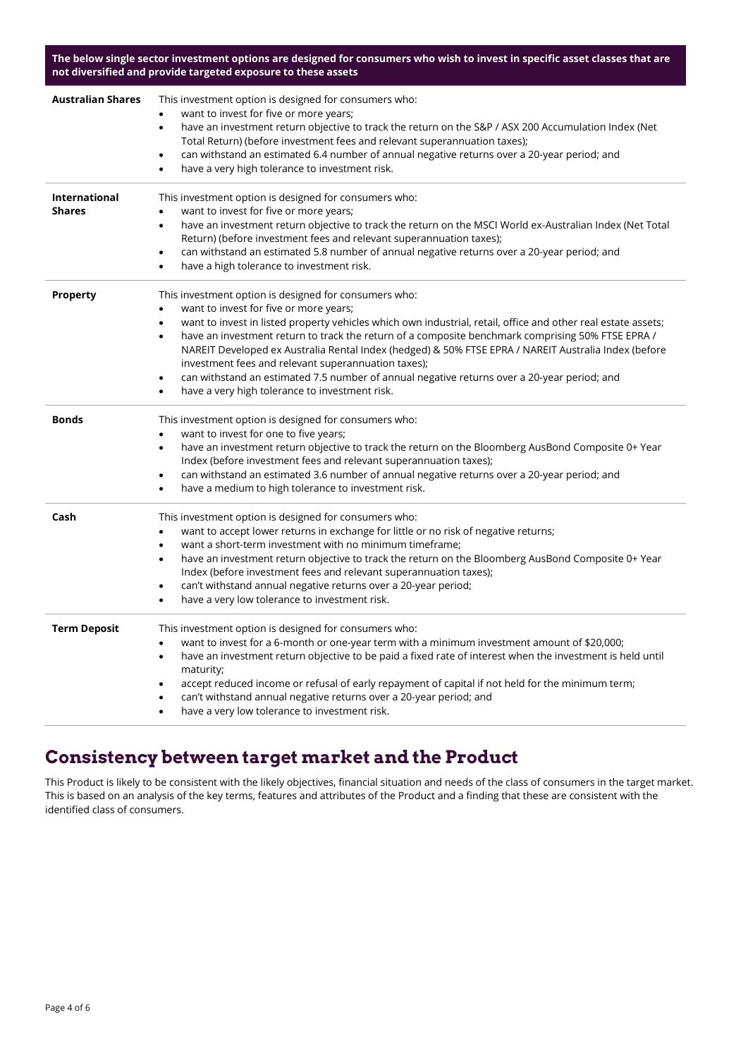| The below single sector investment options are designed for consumers who wish to invest in specific asset classes that are not diversified and provide targeted exposure to these assets | |
|---|---|
| **Australian Shares** | This investment option is designed for consumers who:<br>• want to invest for five or more years;<br>• have an investment return objective to track the return on the S&P / ASX 200 Accumulation Index (Net Total Return) (before investment fees and relevant superannuation taxes);<br>• can withstand an estimated 6.4 number of annual negative returns over a 20-year period; and<br>• have a very high tolerance to investment risk. |
| **International Shares** | This investment option is designed for consumers who:<br>• want to invest for five or more years;<br>• have an investment return objective to track the return on the MSCI World ex-Australian Index (Net Total Return) (before investment fees and relevant superannuation taxes);<br>• can withstand an estimated 5.8 number of annual negative returns over a 20-year period; and<br>• have a high tolerance to investment risk. |
| **Property** | This investment option is designed for consumers who:<br>• want to invest for five or more years;<br>• want to invest in listed property vehicles which own industrial, retail, office and other real estate assets;<br>• have an investment return to track the return of a composite benchmark comprising 50% FTSE EPRA / NAREIT Developed ex Australia Rental Index (hedged) & 50% FTSE EPRA / NAREIT Australia Index (before investment fees and relevant superannuation taxes);<br>• can withstand an estimated 7.5 number of annual negative returns over a 20-year period; and<br>• have a very high tolerance to investment risk. |
| **Bonds** | This investment option is designed for consumers who:<br>• want to invest for one to five years;<br>• have an investment return objective to track the return on the Bloomberg AusBond Composite 0+ Year Index (before investment fees and relevant superannuation taxes);<br>• can withstand an estimated 3.6 number of annual negative returns over a 20-year period; and<br>• have a medium to high tolerance to investment risk. |
| **Cash** | This investment option is designed for consumers who:<br>• want to accept lower returns in exchange for little or no risk of negative returns;<br>• want a short-term investment with no minimum timeframe;<br>• have an investment return objective to track the return on the Bloomberg AusBond Composite 0+ Year Index (before investment fees and relevant superannuation taxes);<br>• can't withstand annual negative returns over a 20-year period;<br>• have a very low tolerance to investment risk. |
| **Term Deposit** | This investment option is designed for consumers who:<br>• want to invest for a 6-month or one-year term with a minimum investment amount of $20,000;<br>• have an investment return objective to be paid a fixed rate of interest when the investment is held until maturity;<br>• accept reduced income or refusal of early repayment of capital if not held for the minimum term;<br>• can't withstand annual negative returns over a 20-year period; and<br>• have a very low tolerance to investment risk. |

## Consistency between target market and the Product

This Product is likely to be consistent with the likely objectives, financial situation and needs of the class of consumers in the target market. This is based on an analysis of the key terms, features and attributes of the Product and a finding that these are consistent with the identified class of consumers.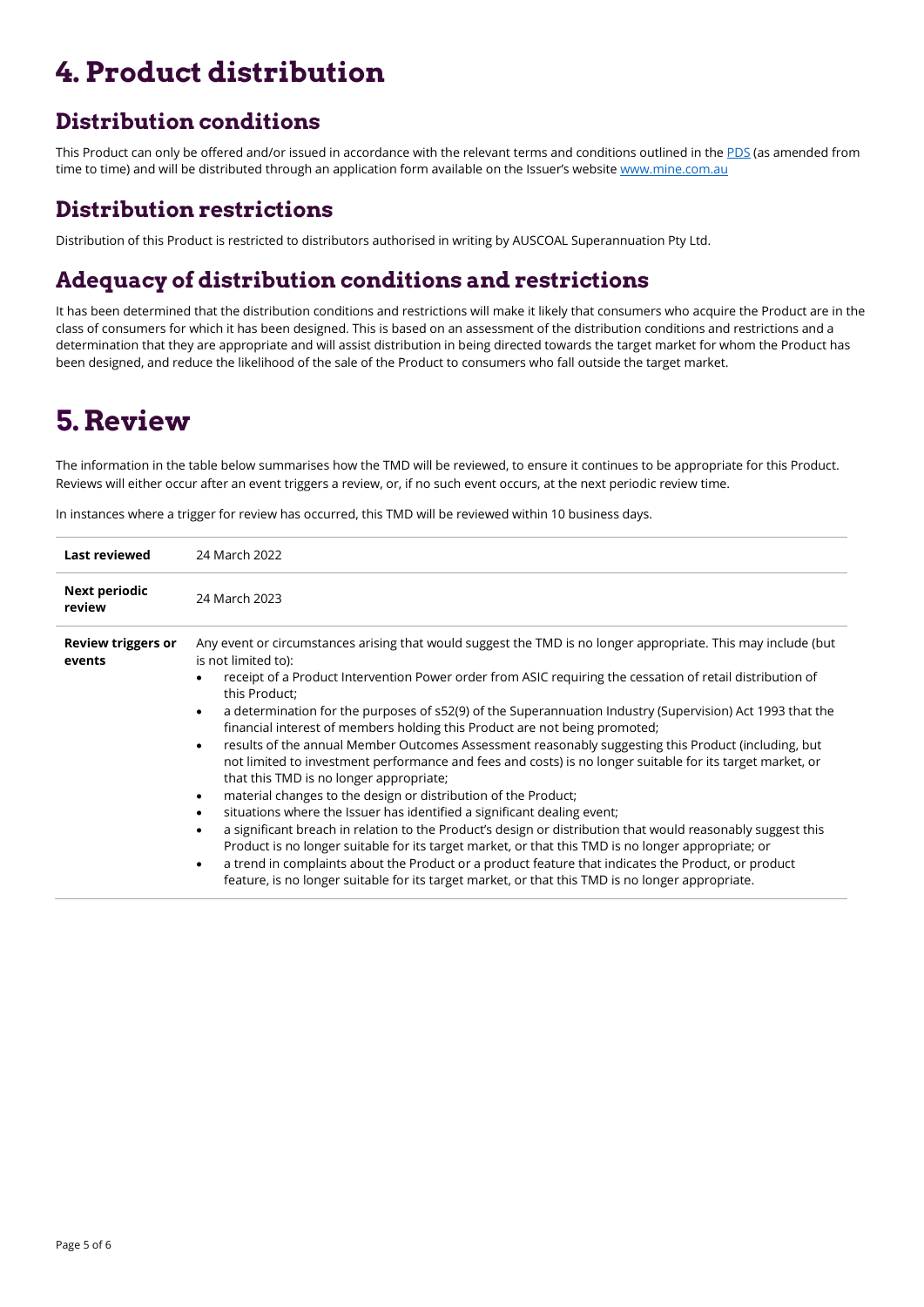# 4. Product distribution

## Distribution conditions

This Product can only be offered and/or issued in accordance with the relevant terms and conditions outlined in the [PDS](PDS) (as amended from time to time) and will be distributed through an application form available on the Issuer's website [www.mine.com.au](www.mine.com.au)

## Distribution restrictions

Distribution of this Product is restricted to distributors authorised in writing by AUSCOAL Superannuation Pty Ltd.

## Adequacy of distribution conditions and restrictions

It has been determined that the distribution conditions and restrictions will make it likely that consumers who acquire the Product are in the class of consumers for which it has been designed. This is based on an assessment of the distribution conditions and restrictions and a determination that they are appropriate and will assist distribution in being directed towards the target market for whom the Product has been designed, and reduce the likelihood of the sale of the Product to consumers who fall outside the target market.

# 5. Review

The information in the table below summarises how the TMD will be reviewed, to ensure it continues to be appropriate for this Product. Reviews will either occur after an event triggers a review, or, if no such event occurs, at the next periodic review time.

In instances where a trigger for review has occurred, this TMD will be reviewed within 10 business days.

| | |
|---|---|
| **Last reviewed** | 24 March 2022 |
| **Next periodic review** | 24 March 2023 |
| **Review triggers or events** | Any event or circumstances arising that would suggest the TMD is no longer appropriate. This may include (but is not limited to):<br>• receipt of a Product Intervention Power order from ASIC requiring the cessation of retail distribution of this Product;<br>• a determination for the purposes of s52(9) of the Superannuation Industry (Supervision) Act 1993 that the financial interest of members holding this Product are not being promoted;<br>• results of the annual Member Outcomes Assessment reasonably suggesting this Product (including, but not limited to investment performance and fees and costs) is no longer suitable for its target market, or that this TMD is no longer appropriate;<br>• material changes to the design or distribution of the Product;<br>• situations where the Issuer has identified a significant dealing event;<br>• a significant breach in relation to the Product's design or distribution that would reasonably suggest this Product is no longer suitable for its target market, or that this TMD is no longer appropriate; or<br>• a trend in complaints about the Product or a product feature that indicates the Product, or product feature, is no longer suitable for its target market, or that this TMD is no longer appropriate. |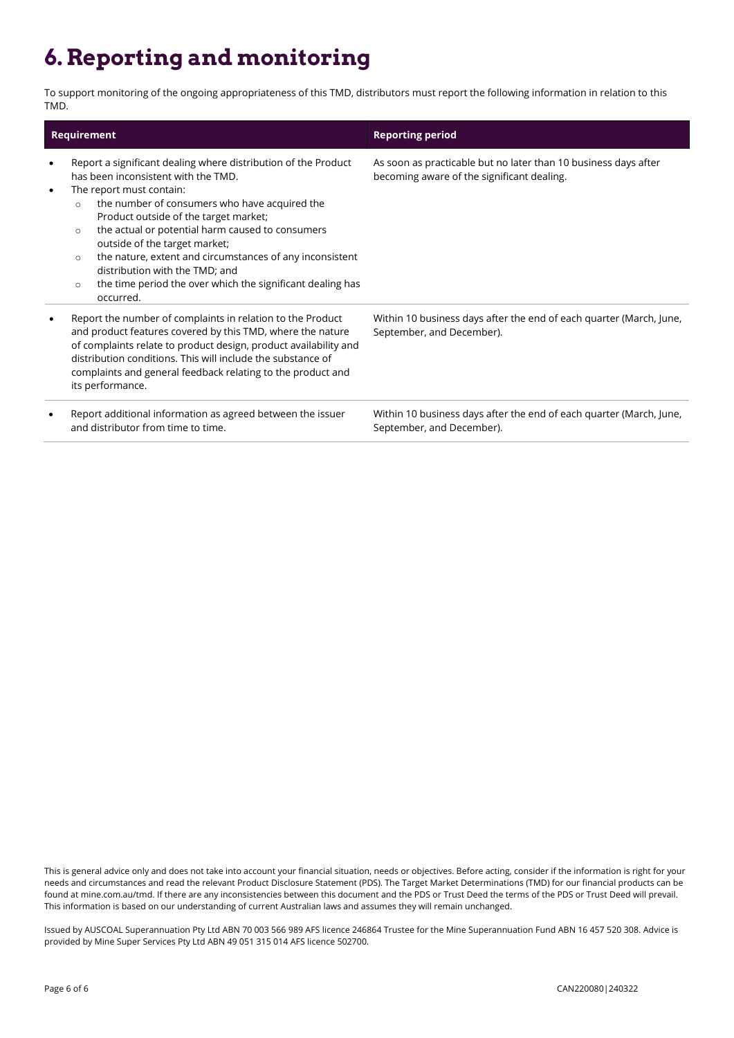# 6. Reporting and monitoring

To support monitoring of the ongoing appropriateness of this TMD, distributors must report the following information in relation to this TMD.

| Requirement | Reporting period |
| --- | --- |
| • Report a significant dealing where distribution of the Product has been inconsistent with the TMD.<br>• The report must contain:<br>  ○ the number of consumers who have acquired the Product outside of the target market;<br>  ○ the actual or potential harm caused to consumers outside of the target market;<br>  ○ the nature, extent and circumstances of any inconsistent distribution with the TMD; and<br>  ○ the time period the over which the significant dealing has occurred. | As soon as practicable but no later than 10 business days after becoming aware of the significant dealing. |
| • Report the number of complaints in relation to the Product and product features covered by this TMD, where the nature of complaints relate to product design, product availability and distribution conditions. This will include the substance of complaints and general feedback relating to the product and its performance. | Within 10 business days after the end of each quarter (March, June, September, and December). |
| • Report additional information as agreed between the issuer and distributor from time to time. | Within 10 business days after the end of each quarter (March, June, September, and December). |

This is general advice only and does not take into account your financial situation, needs or objectives. Before acting, consider if the information is right for your needs and circumstances and read the relevant Product Disclosure Statement (PDS). The Target Market Determinations (TMD) for our financial products can be found at mine.com.au/tmd. If there are any inconsistencies between this document and the PDS or Trust Deed the terms of the PDS or Trust Deed will prevail. This information is based on our understanding of current Australian laws and assumes they will remain unchanged.

Issued by AUSCOAL Superannuation Pty Ltd ABN 70 003 566 989 AFS licence 246864 Trustee for the Mine Superannuation Fund ABN 16 457 520 308. Advice is provided by Mine Super Services Pty Ltd ABN 49 051 315 014 AFS licence 502700.

CAN220080|240322